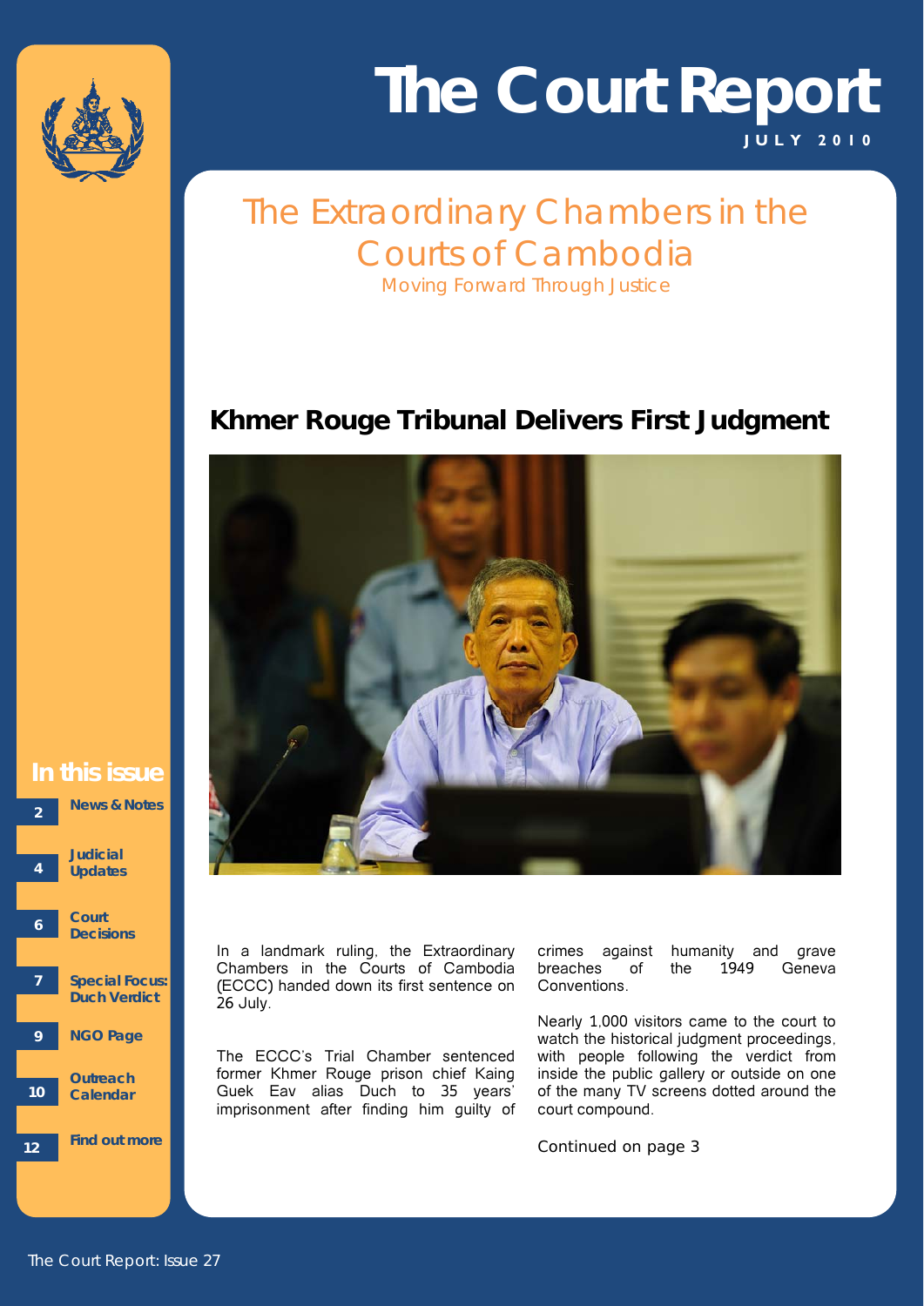# The Court Report

**JULY 2010**

## The Extraordinary Chambers in the Courts of Cambodia

Moving Forward Through Justice

## Khmer Rouge Tribunal Delivers First Judgment

In a landmark ruling, the Extraordinary Chambers in the Courts of Cambodia (ECCC) handed down its first sentence on 26 July.

The ECCC's Trial Chamber sentenced former Khmer Rouge prison chief Kaing Guek Eav alias Duch to 35 years' imprisonment after finding him guilty of crimes against humanity and grave breaches of the 1949 Geneva Conventions.

Nearly 1,000 visitors came to the court to watch the historical judgment proceedings, with people following the verdict from inside the public gallery or outside on one of the many TV screens dotted around the court compound.

Continued on page 3

### In this issue

- 2 News & Notes
- 4 Judicial Updates
- 6 Court Decisions
- 7 Special Focus: Duch Verdict
- 9 NGO Page
- 10 Outreach Calendar
- 12 Find out more

The Court Report: Issue 27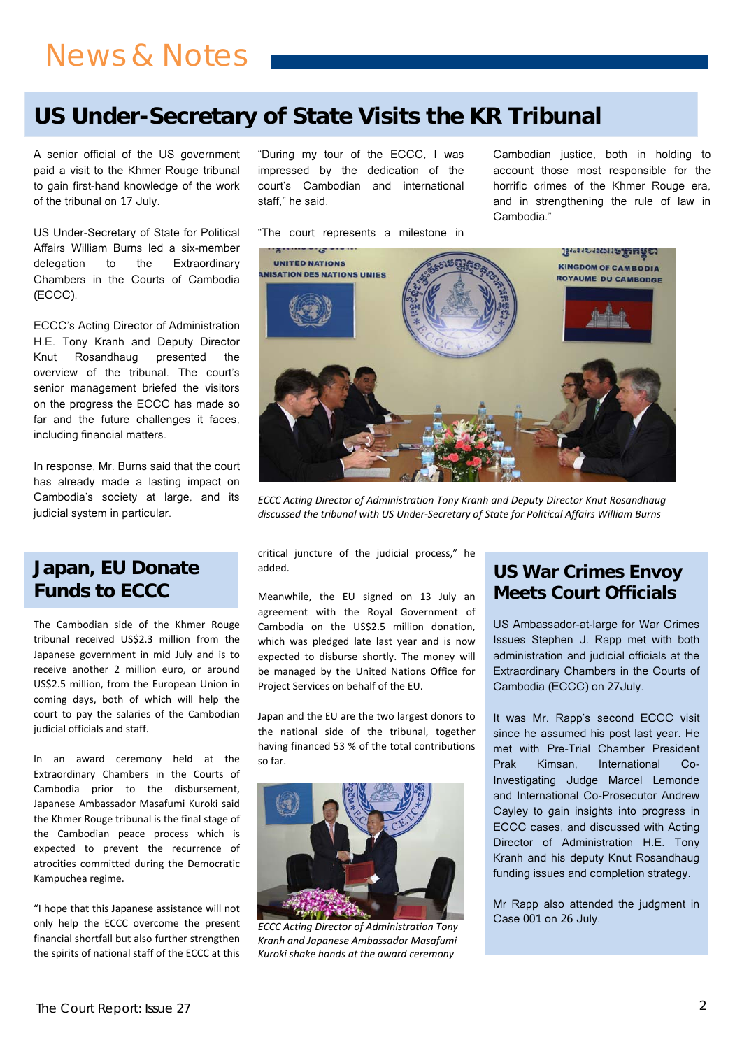# News & Notes

## US Under-Secretary of State Visits the KR Tribunal

A senior official of the US government paid a visit to the Khmer Rouge tribunal to gain first-hand knowledge of the work of the tribunal on 17 July.

US Under-Secretary of State for Political Affairs William Burns led a six-member delegation to the Extraordinary Chambers in the Courts of Cambodia (ECCC).

ECCC's Acting Director of Administration H.E. Tony Kranh and Deputy Director Knut Rosandhaug presented the overview of the tribunal. The court's senior management briefed the visitors on the progress the ECCC has made so far and the future challenges it faces, including financial matters.

In response, Mr. Burns said that the court has already made a lasting impact on Cambodia's society at large, and its judicial system in particular.

"During my tour of the ECCC, I was impressed by the dedication of the court's Cambodian and international staff," he said.

"The court represents a milestone in Cambodian justice, both in holding to account those most responsible for the horrific crimes of the Khmer Rouge era, and in strengthening the rule of law in Cambodia."

*ECCC Acting Director of Administration Tony Kranh and Deputy Director Knut Rosandhaug discussed the tribunal with US Under-Secretary of State for Political Affairs William Burns*

## Japan, EU Donate Funds to ECCC

The Cambodian side of the Khmer Rouge tribunal received US$2.3 million from the Japanese government in mid July and is to receive another 2 million euro, or around US$2.5 million, from the European Union in coming days, both of which will help the court to pay the salaries of the Cambodian judicial officials and staff.

In an award ceremony held at the Extraordinary Chambers in the Courts of Cambodia prior to the disbursement, Japanese Ambassador Masafumi Kuroki said the Khmer Rouge tribunal is the final stage of the Cambodian peace process which is expected to prevent the recurrence of atrocities committed during the Democratic Kampuchea regime.

"I hope that this Japanese assistance will not only help the ECCC overcome the present financial shortfall but also further strengthen the spirits of national staff of the ECCC at this critical juncture of the judicial process," he added.

Meanwhile, the EU signed on 13 July an agreement with the Royal Government of Cambodia on the US$2.5 million donation, which was pledged late last year and is now expected to disburse shortly. The money will be managed by the United Nations Office for Project Services on behalf of the EU.

Japan and the EU are the two largest donors to the national side of the tribunal, together having financed 53 % of the total contributions so far.

*ECCC Acting Director of Administration Tony Kranh and Japanese Ambassador Masafumi Kuroki shake hands at the award ceremony*

## US War Crimes Envoy Meets Court Officials

US Ambassador-at-large for War Crimes Issues Stephen J. Rapp met with both administration and judicial officials at the Extraordinary Chambers in the Courts of Cambodia (ECCC) on 27July.

It was Mr. Rapp's second ECCC visit since he assumed his post last year. He met with Pre-Trial Chamber President Prak Kimsan, International Co-Investigating Judge Marcel Lemonde and International Co-Prosecutor Andrew Cayley to gain insights into progress in ECCC cases, and discussed with Acting Director of Administration H.E. Tony Kranh and his deputy Knut Rosandhaug funding issues and completion strategy.

Mr Rapp also attended the judgment in Case 001 on 26 July.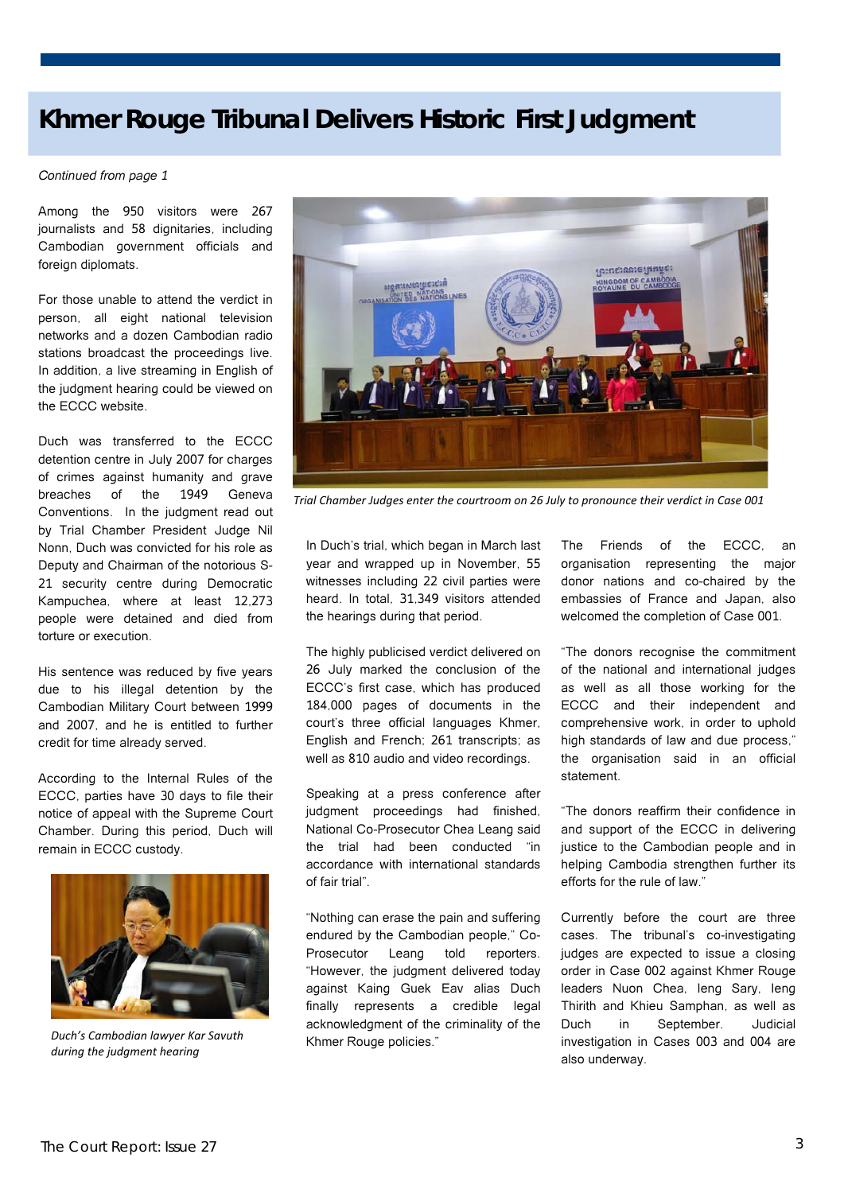# Khmer Rouge Tribunal Delivers Historic First Judgment

*Continued from page 1*

Among the 950 visitors were 267 journalists and 58 dignitaries, including Cambodian government officials and foreign diplomats.

For those unable to attend the verdict in person, all eight national television networks and a dozen Cambodian radio stations broadcast the proceedings live. In addition, a live streaming in English of the judgment hearing could be viewed on the ECCC website.

Duch was transferred to the ECCC detention centre in July 2007 for charges of crimes against humanity and grave breaches of the 1949 Geneva Conventions. In the judgment read out by Trial Chamber President Judge Nil Nonn, Duch was convicted for his role as Deputy and Chairman of the notorious S-21 security centre during Democratic Kampuchea, where at least 12,273 people were detained and died from torture or execution.

His sentence was reduced by five years due to his illegal detention by the Cambodian Military Court between 1999 and 2007, and he is entitled to further credit for time already served.

According to the Internal Rules of the ECCC, parties have 30 days to file their notice of appeal with the Supreme Court Chamber. During this period, Duch will remain in ECCC custody.

*Duch's Cambodian lawyer Kar Savuth during the judgment hearing*

*Trial Chamber Judges enter the courtroom on 26 July to pronounce their verdict in Case 001*

In Duch's trial, which began in March last year and wrapped up in November, 55 witnesses including 22 civil parties were heard. In total, 31,349 visitors attended the hearings during that period.

The highly publicised verdict delivered on 26 July marked the conclusion of the ECCC's first case, which has produced 184,000 pages of documents in the court's three official languages Khmer, English and French; 261 transcripts; as well as 810 audio and video recordings.

Speaking at a press conference after judgment proceedings had finished, National Co-Prosecutor Chea Leang said the trial had been conducted "in accordance with international standards of fair trial".

"Nothing can erase the pain and suffering endured by the Cambodian people," Co-Prosecutor Leang told reporters. "However, the judgment delivered today against Kaing Guek Eav alias Duch finally represents a credible legal acknowledgment of the criminality of the Khmer Rouge policies."

The Friends of the ECCC, an organisation representing the major donor nations and co-chaired by the embassies of France and Japan, also welcomed the completion of Case 001.

"The donors recognise the commitment of the national and international judges as well as all those working for the ECCC and their independent and comprehensive work, in order to uphold high standards of law and due process," the organisation said in an official statement.

"The donors reaffirm their confidence in and support of the ECCC in delivering justice to the Cambodian people and in helping Cambodia strengthen further its efforts for the rule of law."

Currently before the court are three cases. The tribunal's co-investigating judges are expected to issue a closing order in Case 002 against Khmer Rouge leaders Nuon Chea, Ieng Sary, Ieng Thirith and Khieu Samphan, as well as Duch in September. Judicial investigation in Cases 003 and 004 are also underway.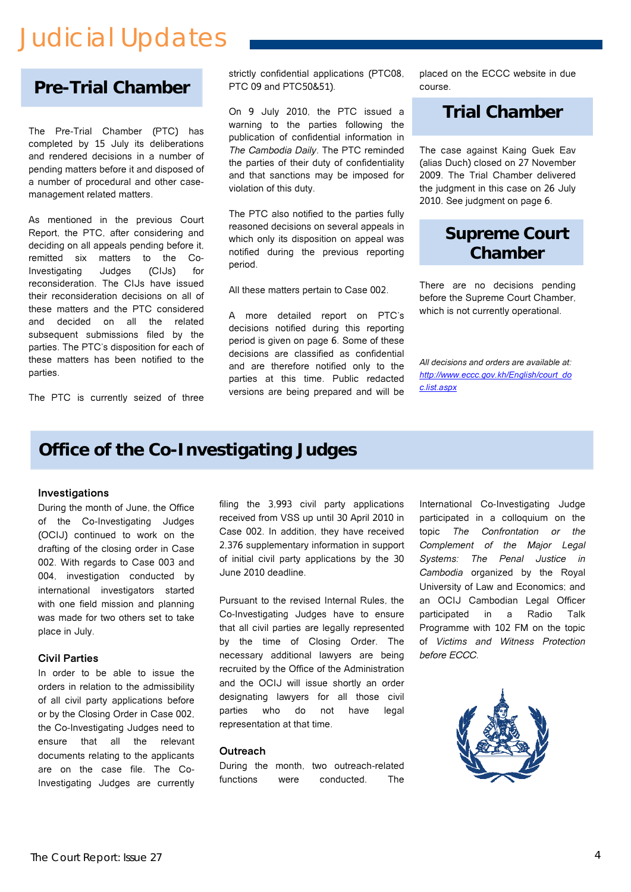# Judicial Updates

## Pre-Trial Chamber

The Pre-Trial Chamber (PTC) has completed by 15 July its deliberations and rendered decisions in a number of pending matters before it and disposed of a number of procedural and other case-management related matters.

As mentioned in the previous Court Report, the PTC, after considering and deciding on all appeals pending before it, remitted six matters to the Co-Investigating Judges (CIJs) for reconsideration. The CIJs have issued their reconsideration decisions on all of these matters and the PTC considered and decided on all the related subsequent submissions filed by the parties. The PTC's disposition for each of these matters has been notified to the parties.

The PTC is currently seized of three strictly confidential applications (PTC08, PTC 09 and PTC50&51).

On 9 July 2010, the PTC issued a warning to the parties following the publication of confidential information in *The Cambodia Daily*. The PTC reminded the parties of their duty of confidentiality and that sanctions may be imposed for violation of this duty.

The PTC also notified to the parties fully reasoned decisions on several appeals in which only its disposition on appeal was notified during the previous reporting period.

All these matters pertain to Case 002.

A more detailed report on PTC's decisions notified during this reporting period is given on page 6. Some of these decisions are classified as confidential and are therefore notified only to the parties at this time. Public redacted versions are being prepared and will be placed on the ECCC website in due course.

## Trial Chamber

The case against Kaing Guek Eav (alias Duch) closed on 27 November 2009. The Trial Chamber delivered the judgment in this case on 26 July 2010. See judgment on page 6.

## Supreme Court Chamber

There are no decisions pending before the Supreme Court Chamber, which is not currently operational.

*All decisions and orders are available at: http://www.eccc.gov.kh/English/court_doc.list.aspx*

## Office of the Co-Investigating Judges

### Investigations

During the month of June, the Office of the Co-Investigating Judges (OCIJ) continued to work on the drafting of the closing order in Case 002. With regards to Case 003 and 004, investigation conducted by international investigators started with one field mission and planning was made for two others set to take place in July.

### Civil Parties

In order to be able to issue the orders in relation to the admissibility of all civil party applications before or by the Closing Order in Case 002, the Co-Investigating Judges need to ensure that all the relevant documents relating to the applicants are on the case file. The Co-Investigating Judges are currently filing the 3,993 civil party applications received from VSS up until 30 April 2010 in Case 002. In addition, they have received 2,376 supplementary information in support of initial civil party applications by the 30 June 2010 deadline.

Pursuant to the revised Internal Rules, the Co-Investigating Judges have to ensure that all civil parties are legally represented by the time of Closing Order. The necessary additional lawyers are being recruited by the Office of the Administration and the OCIJ will issue shortly an order designating lawyers for all those civil parties who do not have legal representation at that time.

### Outreach

During the month, two outreach-related functions were conducted. The International Co-Investigating Judge participated in a colloquium on the topic *The Confrontation or the Complement of the Major Legal Systems: The Penal Justice in Cambodia* organized by the Royal University of Law and Economics; and an OCIJ Cambodian Legal Officer participated in a Radio Talk Programme with 102 FM on the topic of *Victims and Witness Protection before ECCC*.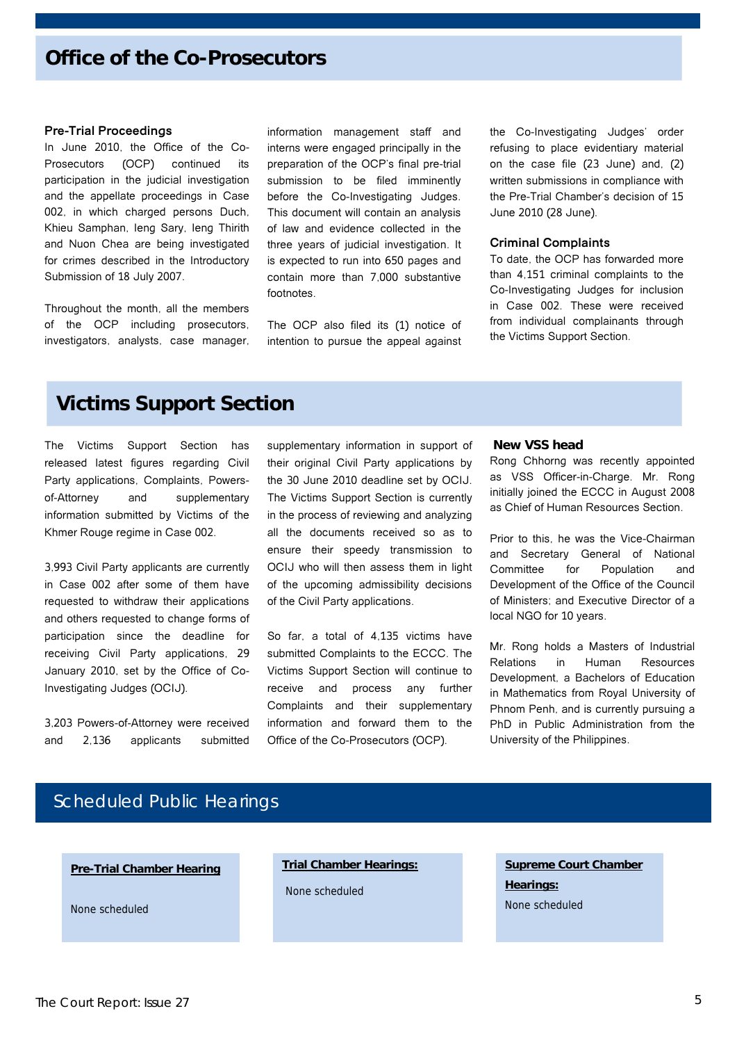# Office of the Co-Prosecutors

### Pre-Trial Proceedings

In June 2010, the Office of the Co-Prosecutors (OCP) continued its participation in the judicial investigation and the appellate proceedings in Case 002, in which charged persons Duch, Khieu Samphan, Ieng Sary, Ieng Thirith and Nuon Chea are being investigated for crimes described in the Introductory Submission of 18 July 2007.

Throughout the month, all the members of the OCP including prosecutors, investigators, analysts, case manager, information management staff and interns were engaged principally in the preparation of the OCP's final pre-trial submission to be filed imminently before the Co-Investigating Judges. This document will contain an analysis of law and evidence collected in the three years of judicial investigation. It is expected to run into 650 pages and contain more than 7,000 substantive footnotes.

The OCP also filed its (1) notice of intention to pursue the appeal against the Co-Investigating Judges' order refusing to place evidentiary material on the case file (23 June) and, (2) written submissions in compliance with the Pre-Trial Chamber's decision of 15 June 2010 (28 June).

### Criminal Complaints

To date, the OCP has forwarded more than 4,151 criminal complaints to the Co-Investigating Judges for inclusion in Case 002. These were received from individual complainants through the Victims Support Section.

# Victims Support Section

The Victims Support Section has released latest figures regarding Civil Party applications, Complaints, Powers-of-Attorney and supplementary information submitted by Victims of the Khmer Rouge regime in Case 002.

3,993 Civil Party applicants are currently in Case 002 after some of them have requested to withdraw their applications and others requested to change forms of participation since the deadline for receiving Civil Party applications, 29 January 2010, set by the Office of Co-Investigating Judges (OCIJ).

3,203 Powers-of-Attorney were received and 2,136 applicants submitted supplementary information in support of their original Civil Party applications by the 30 June 2010 deadline set by OCIJ. The Victims Support Section is currently in the process of reviewing and analyzing all the documents received so as to ensure their speedy transmission to OCIJ who will then assess them in light of the upcoming admissibility decisions of the Civil Party applications.

So far, a total of 4,135 victims have submitted Complaints to the ECCC. The Victims Support Section will continue to receive and process any further Complaints and their supplementary information and forward them to the Office of the Co-Prosecutors (OCP).

### New VSS head

Rong Chhorng was recently appointed as VSS Officer-in-Charge. Mr. Rong initially joined the ECCC in August 2008 as Chief of Human Resources Section.

Prior to this, he was the Vice-Chairman and Secretary General of National Committee for Population and Development of the Office of the Council of Ministers; and Executive Director of a local NGO for 10 years.

Mr. Rong holds a Masters of Industrial Relations in Human Resources Development, a Bachelors of Education in Mathematics from Royal University of Phnom Penh, and is currently pursuing a PhD in Public Administration from the University of the Philippines.

# Scheduled Public Hearings

**Pre-Trial Chamber Hearing**

None scheduled

**Trial Chamber Hearings:**

None scheduled

**Supreme Court Chamber Hearings:**

None scheduled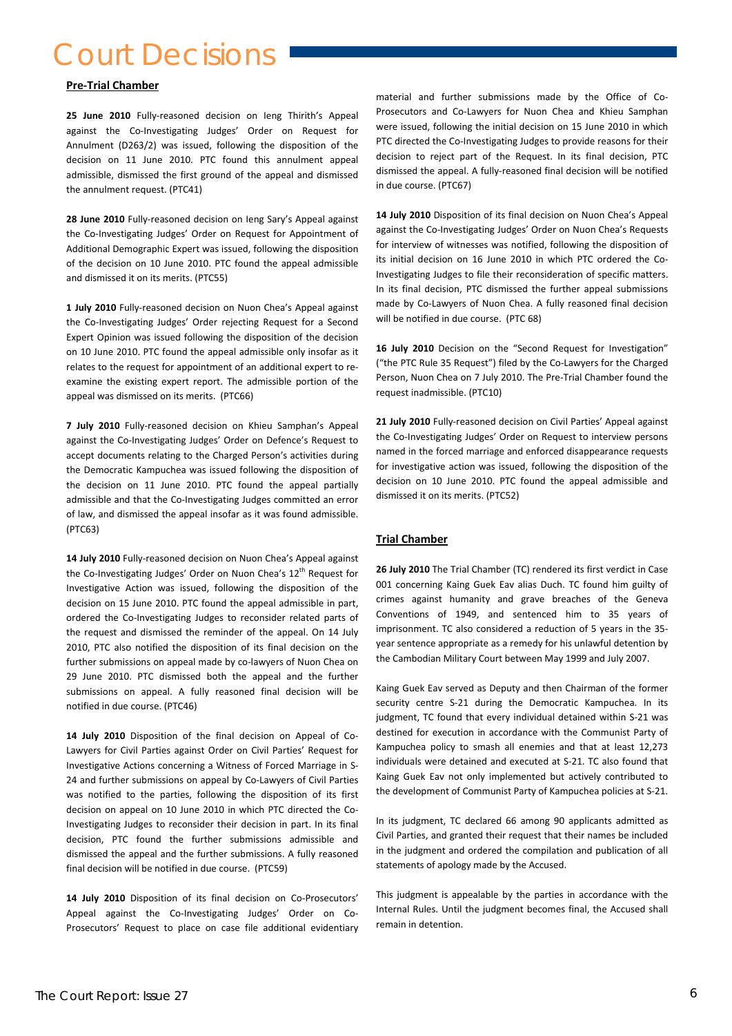# Court Decisions

## Pre-Trial Chamber

**25 June 2010** Fully-reasoned decision on Ieng Thirith's Appeal against the Co-Investigating Judges' Order on Request for Annulment (D263/2) was issued, following the disposition of the decision on 11 June 2010. PTC found this annulment appeal admissible, dismissed the first ground of the appeal and dismissed the annulment request. (PTC41)

**28 June 2010** Fully-reasoned decision on Ieng Sary's Appeal against the Co-Investigating Judges' Order on Request for Appointment of Additional Demographic Expert was issued, following the disposition of the decision on 10 June 2010. PTC found the appeal admissible and dismissed it on its merits. (PTC55)

**1 July 2010** Fully-reasoned decision on Nuon Chea's Appeal against the Co-Investigating Judges' Order rejecting Request for a Second Expert Opinion was issued following the disposition of the decision on 10 June 2010. PTC found the appeal admissible only insofar as it relates to the request for appointment of an additional expert to re-examine the existing expert report. The admissible portion of the appeal was dismissed on its merits. (PTC66)

**7 July 2010** Fully-reasoned decision on Khieu Samphan's Appeal against the Co-Investigating Judges' Order on Defence's Request to accept documents relating to the Charged Person's activities during the Democratic Kampuchea was issued following the disposition of the decision on 11 June 2010. PTC found the appeal partially admissible and that the Co-Investigating Judges committed an error of law, and dismissed the appeal insofar as it was found admissible. (PTC63)

**14 July 2010** Fully-reasoned decision on Nuon Chea's Appeal against the Co-Investigating Judges' Order on Nuon Chea's 12th Request for Investigative Action was issued, following the disposition of the decision on 15 June 2010. PTC found the appeal admissible in part, ordered the Co-Investigating Judges to reconsider related parts of the request and dismissed the reminder of the appeal. On 14 July 2010, PTC also notified the disposition of its final decision on the further submissions on appeal made by co-lawyers of Nuon Chea on 29 June 2010. PTC dismissed both the appeal and the further submissions on appeal. A fully reasoned final decision will be notified in due course. (PTC46)

**14 July 2010** Disposition of the final decision on Appeal of Co-Lawyers for Civil Parties against Order on Civil Parties' Request for Investigative Actions concerning a Witness of Forced Marriage in S-24 and further submissions on appeal by Co-Lawyers of Civil Parties was notified to the parties, following the disposition of its first decision on appeal on 10 June 2010 in which PTC directed the Co-Investigating Judges to reconsider their decision in part. In its final decision, PTC found the further submissions admissible and dismissed the appeal and the further submissions. A fully reasoned final decision will be notified in due course. (PTC59)

**14 July 2010** Disposition of its final decision on Co-Prosecutors' Appeal against the Co-Investigating Judges' Order on Co-Prosecutors' Request to place on case file additional evidentiary material and further submissions made by the Office of Co-Prosecutors and Co-Lawyers for Nuon Chea and Khieu Samphan were issued, following the initial decision on 15 June 2010 in which PTC directed the Co-Investigating Judges to provide reasons for their decision to reject part of the Request. In its final decision, PTC dismissed the appeal. A fully-reasoned final decision will be notified in due course. (PTC67)

**14 July 2010** Disposition of its final decision on Nuon Chea's Appeal against the Co-Investigating Judges' Order on Nuon Chea's Requests for interview of witnesses was notified, following the disposition of its initial decision on 16 June 2010 in which PTC ordered the Co-Investigating Judges to file their reconsideration of specific matters. In its final decision, PTC dismissed the further appeal submissions made by Co-Lawyers of Nuon Chea. A fully reasoned final decision will be notified in due course. (PTC 68)

**16 July 2010** Decision on the "Second Request for Investigation" ("the PTC Rule 35 Request") filed by the Co-Lawyers for the Charged Person, Nuon Chea on 7 July 2010. The Pre-Trial Chamber found the request inadmissible. (PTC10)

**21 July 2010** Fully-reasoned decision on Civil Parties' Appeal against the Co-Investigating Judges' Order on Request to interview persons named in the forced marriage and enforced disappearance requests for investigative action was issued, following the disposition of the decision on 10 June 2010. PTC found the appeal admissible and dismissed it on its merits. (PTC52)

## Trial Chamber

**26 July 2010** The Trial Chamber (TC) rendered its first verdict in Case 001 concerning Kaing Guek Eav alias Duch. TC found him guilty of crimes against humanity and grave breaches of the Geneva Conventions of 1949, and sentenced him to 35 years of imprisonment. TC also considered a reduction of 5 years in the 35-year sentence appropriate as a remedy for his unlawful detention by the Cambodian Military Court between May 1999 and July 2007.

Kaing Guek Eav served as Deputy and then Chairman of the former security centre S-21 during the Democratic Kampuchea. In its judgment, TC found that every individual detained within S-21 was destined for execution in accordance with the Communist Party of Kampuchea policy to smash all enemies and that at least 12,273 individuals were detained and executed at S-21. TC also found that Kaing Guek Eav not only implemented but actively contributed to the development of Communist Party of Kampuchea policies at S-21.

In its judgment, TC declared 66 among 90 applicants admitted as Civil Parties, and granted their request that their names be included in the judgment and ordered the compilation and publication of all statements of apology made by the Accused.

This judgment is appealable by the parties in accordance with the Internal Rules. Until the judgment becomes final, the Accused shall remain in detention.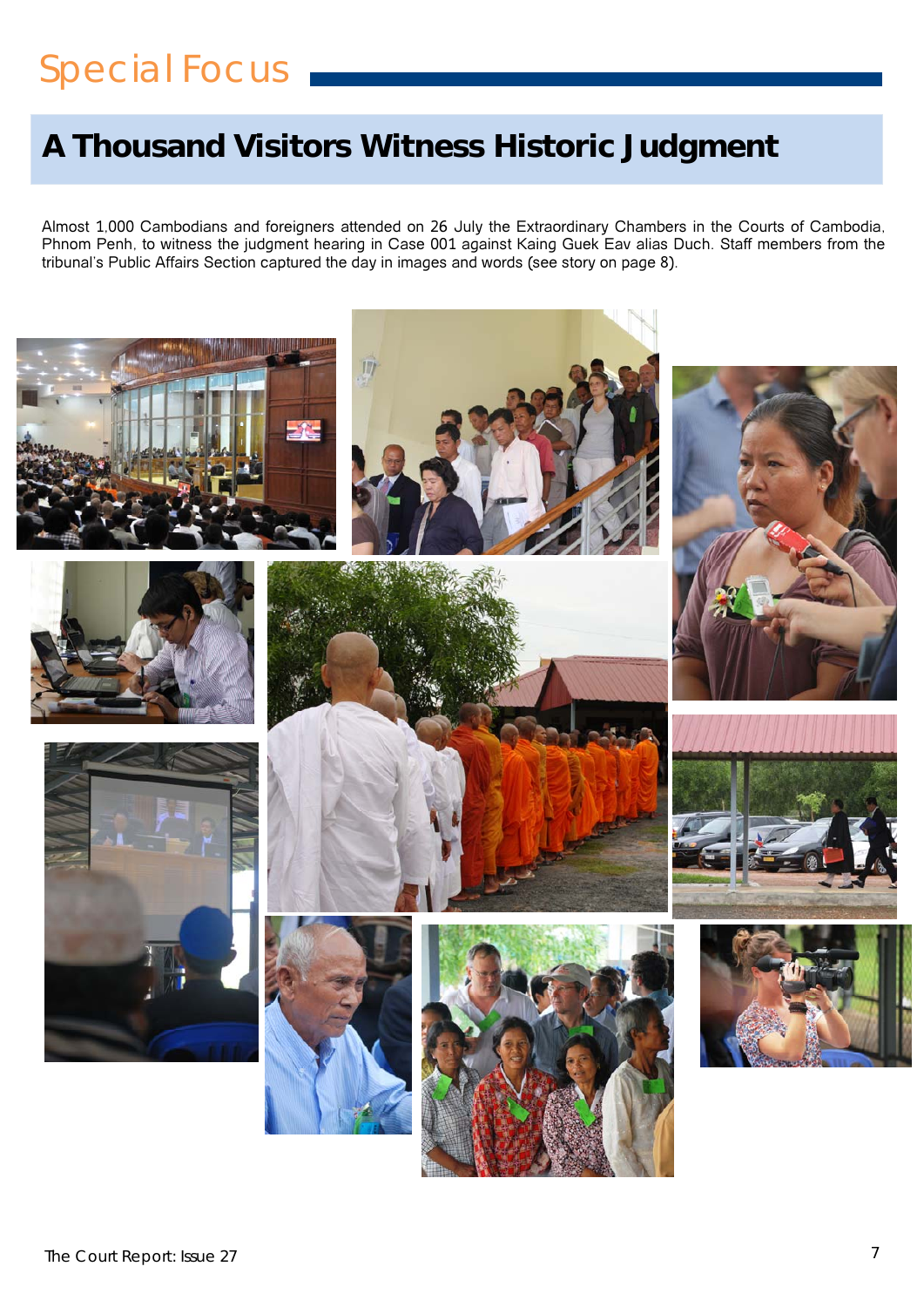# Special Focus

## A Thousand Visitors Witness Historic Judgment

Almost 1,000 Cambodians and foreigners attended on 26 July the Extraordinary Chambers in the Courts of Cambodia, Phnom Penh, to witness the judgment hearing in Case 001 against Kaing Guek Eav alias Duch. Staff members from the tribunal's Public Affairs Section captured the day in images and words (see story on page 8).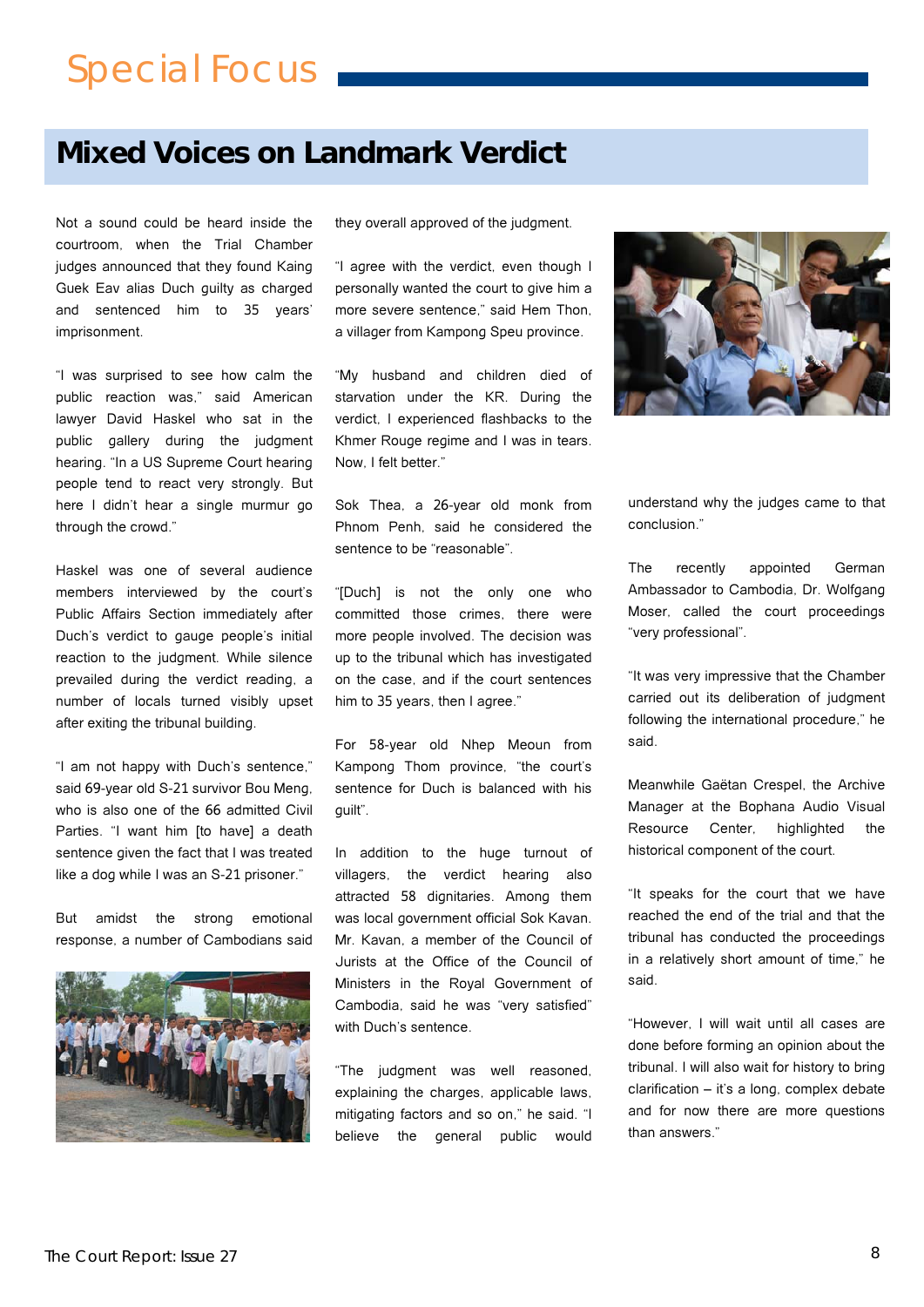# Special Focus

## Mixed Voices on Landmark Verdict

Not a sound could be heard inside the courtroom, when the Trial Chamber judges announced that they found Kaing Guek Eav alias Duch guilty as charged and sentenced him to 35 years' imprisonment.

"I was surprised to see how calm the public reaction was," said American lawyer David Haskel who sat in the public gallery during the judgment hearing. "In a US Supreme Court hearing people tend to react very strongly. But here I didn't hear a single murmur go through the crowd."

Haskel was one of several audience members interviewed by the court's Public Affairs Section immediately after Duch's verdict to gauge people's initial reaction to the judgment. While silence prevailed during the verdict reading, a number of locals turned visibly upset after exiting the tribunal building.

"I am not happy with Duch's sentence," said 69-year old S-21 survivor Bou Meng, who is also one of the 66 admitted Civil Parties. "I want him [to have] a death sentence given the fact that I was treated like a dog while I was an S-21 prisoner."

But amidst the strong emotional response, a number of Cambodians said they overall approved of the judgment.

"I agree with the verdict, even though I personally wanted the court to give him a more severe sentence," said Hem Thon, a villager from Kampong Speu province.

"My husband and children died of starvation under the KR. During the verdict, I experienced flashbacks to the Khmer Rouge regime and I was in tears. Now, I felt better."

Sok Thea, a 26-year old monk from Phnom Penh, said he considered the sentence to be "reasonable".

"[Duch] is not the only one who committed those crimes, there were more people involved. The decision was up to the tribunal which has investigated on the case, and if the court sentences him to 35 years, then I agree."

For 58-year old Nhep Meoun from Kampong Thom province, "the court's sentence for Duch is balanced with his guilt".

In addition to the huge turnout of villagers, the verdict hearing also attracted 58 dignitaries. Among them was local government official Sok Kavan. Mr. Kavan, a member of the Council of Jurists at the Office of the Council of Ministers in the Royal Government of Cambodia, said he was "very satisfied" with Duch's sentence.

"The judgment was well reasoned, explaining the charges, applicable laws, mitigating factors and so on," he said. "I believe the general public would understand why the judges came to that conclusion."

The recently appointed German Ambassador to Cambodia, Dr. Wolfgang Moser, called the court proceedings "very professional".

"It was very impressive that the Chamber carried out its deliberation of judgment following the international procedure," he said.

Meanwhile Gaëtan Crespel, the Archive Manager at the Bophana Audio Visual Resource Center, highlighted the historical component of the court.

"It speaks for the court that we have reached the end of the trial and that the tribunal has conducted the proceedings in a relatively short amount of time," he said.

"However, I will wait until all cases are done before forming an opinion about the tribunal. I will also wait for history to bring clarification – it's a long, complex debate and for now there are more questions than answers."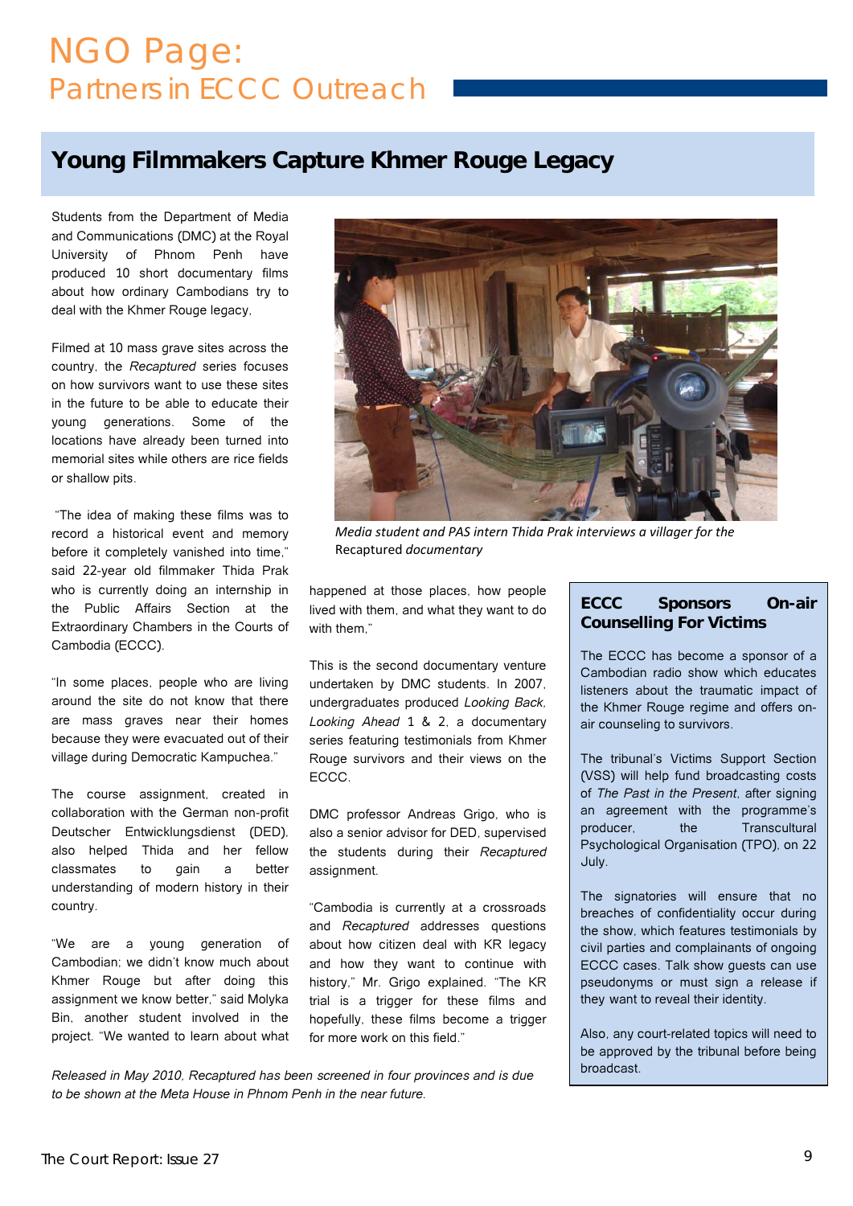# NGO Page: Partners in ECCC Outreach

## Young Filmmakers Capture Khmer Rouge Legacy

Students from the Department of Media and Communications (DMC) at the Royal University of Phnom Penh have produced 10 short documentary films about how ordinary Cambodians try to deal with the Khmer Rouge legacy.

Filmed at 10 mass grave sites across the country, the *Recaptured* series focuses on how survivors want to use these sites in the future to be able to educate their young generations. Some of the locations have already been turned into memorial sites while others are rice fields or shallow pits.

"The idea of making these films was to record a historical event and memory before it completely vanished into time," said 22-year old filmmaker Thida Prak who is currently doing an internship in the Public Affairs Section at the Extraordinary Chambers in the Courts of Cambodia (ECCC).

"In some places, people who are living around the site do not know that there are mass graves near their homes because they were evacuated out of their village during Democratic Kampuchea."

The course assignment, created in collaboration with the German non-profit Deutscher Entwicklungsdienst (DED), also helped Thida and her fellow classmates to gain a better understanding of modern history in their country.

"We are a young generation of Cambodian; we didn't know much about Khmer Rouge but after doing this assignment we know better," said Molyka Bin, another student involved in the project. "We wanted to learn about what happened at those places, how people lived with them, and what they want to do with them."

*Media student and PAS intern Thida Prak interviews a villager for the* Recaptured *documentary*

This is the second documentary venture undertaken by DMC students. In 2007, undergraduates produced *Looking Back, Looking Ahead* 1 & 2, a documentary series featuring testimonials from Khmer Rouge survivors and their views on the ECCC.

DMC professor Andreas Grigo, who is also a senior advisor for DED, supervised the students during their *Recaptured* assignment.

"Cambodia is currently at a crossroads and *Recaptured* addresses questions about how citizen deal with KR legacy and how they want to continue with history," Mr. Grigo explained. "The KR trial is a trigger for these films and hopefully, these films become a trigger for more work on this field."

*Released in May 2010, Recaptured has been screened in four provinces and is due to be shown at the Meta House in Phnom Penh in the near future.*

### ECCC Sponsors On-air Counselling For Victims

The ECCC has become a sponsor of a Cambodian radio show which educates listeners about the traumatic impact of the Khmer Rouge regime and offers on-air counseling to survivors.

The tribunal's Victims Support Section (VSS) will help fund broadcasting costs of *The Past in the Present*, after signing an agreement with the programme's producer, the Transcultural Psychological Organisation (TPO), on 22 July.

The signatories will ensure that no breaches of confidentiality occur during the show, which features testimonials by civil parties and complainants of ongoing ECCC cases. Talk show guests can use pseudonyms or must sign a release if they want to reveal their identity.

Also, any court-related topics will need to be approved by the tribunal before being broadcast.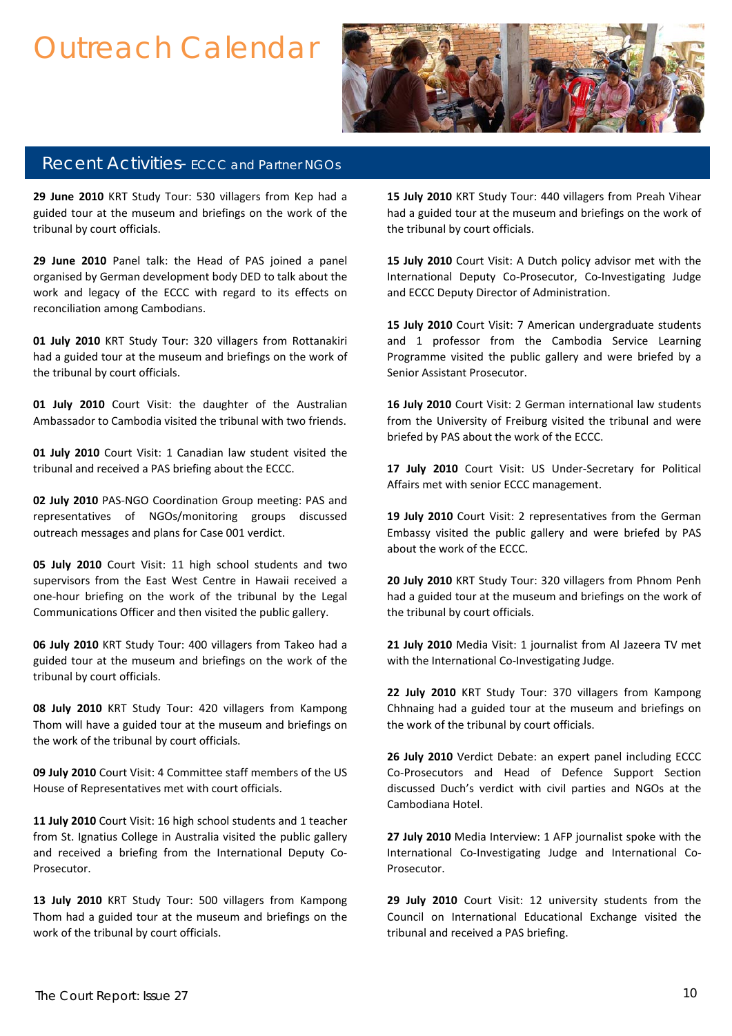# Outreach Calendar

## Recent Activities- ECCC and Partner NGOs

**29 June 2010** KRT Study Tour: 530 villagers from Kep had a guided tour at the museum and briefings on the work of the tribunal by court officials.

**29 June 2010** Panel talk: the Head of PAS joined a panel organised by German development body DED to talk about the work and legacy of the ECCC with regard to its effects on reconciliation among Cambodians.

**01 July 2010** KRT Study Tour: 320 villagers from Rottanakiri had a guided tour at the museum and briefings on the work of the tribunal by court officials.

**01 July 2010** Court Visit: the daughter of the Australian Ambassador to Cambodia visited the tribunal with two friends.

**01 July 2010** Court Visit: 1 Canadian law student visited the tribunal and received a PAS briefing about the ECCC.

**02 July 2010** PAS-NGO Coordination Group meeting: PAS and representatives of NGOs/monitoring groups discussed outreach messages and plans for Case 001 verdict.

**05 July 2010** Court Visit: 11 high school students and two supervisors from the East West Centre in Hawaii received a one-hour briefing on the work of the tribunal by the Legal Communications Officer and then visited the public gallery.

**06 July 2010** KRT Study Tour: 400 villagers from Takeo had a guided tour at the museum and briefings on the work of the tribunal by court officials.

**08 July 2010** KRT Study Tour: 420 villagers from Kampong Thom will have a guided tour at the museum and briefings on the work of the tribunal by court officials.

**09 July 2010** Court Visit: 4 Committee staff members of the US House of Representatives met with court officials.

**11 July 2010** Court Visit: 16 high school students and 1 teacher from St. Ignatius College in Australia visited the public gallery and received a briefing from the International Deputy Co-Prosecutor.

**13 July 2010** KRT Study Tour: 500 villagers from Kampong Thom had a guided tour at the museum and briefings on the work of the tribunal by court officials.

**15 July 2010** KRT Study Tour: 440 villagers from Preah Vihear had a guided tour at the museum and briefings on the work of the tribunal by court officials.

**15 July 2010** Court Visit: A Dutch policy advisor met with the International Deputy Co-Prosecutor, Co-Investigating Judge and ECCC Deputy Director of Administration.

**15 July 2010** Court Visit: 7 American undergraduate students and 1 professor from the Cambodia Service Learning Programme visited the public gallery and were briefed by a Senior Assistant Prosecutor.

**16 July 2010** Court Visit: 2 German international law students from the University of Freiburg visited the tribunal and were briefed by PAS about the work of the ECCC.

**17 July 2010** Court Visit: US Under-Secretary for Political Affairs met with senior ECCC management.

**19 July 2010** Court Visit: 2 representatives from the German Embassy visited the public gallery and were briefed by PAS about the work of the ECCC.

**20 July 2010** KRT Study Tour: 320 villagers from Phnom Penh had a guided tour at the museum and briefings on the work of the tribunal by court officials.

**21 July 2010** Media Visit: 1 journalist from Al Jazeera TV met with the International Co-Investigating Judge.

**22 July 2010** KRT Study Tour: 370 villagers from Kampong Chhnaing had a guided tour at the museum and briefings on the work of the tribunal by court officials.

**26 July 2010** Verdict Debate: an expert panel including ECCC Co-Prosecutors and Head of Defence Support Section discussed Duch's verdict with civil parties and NGOs at the Cambodiana Hotel.

**27 July 2010** Media Interview: 1 AFP journalist spoke with the International Co-Investigating Judge and International Co-Prosecutor.

**29 July 2010** Court Visit: 12 university students from the Council on International Educational Exchange visited the tribunal and received a PAS briefing.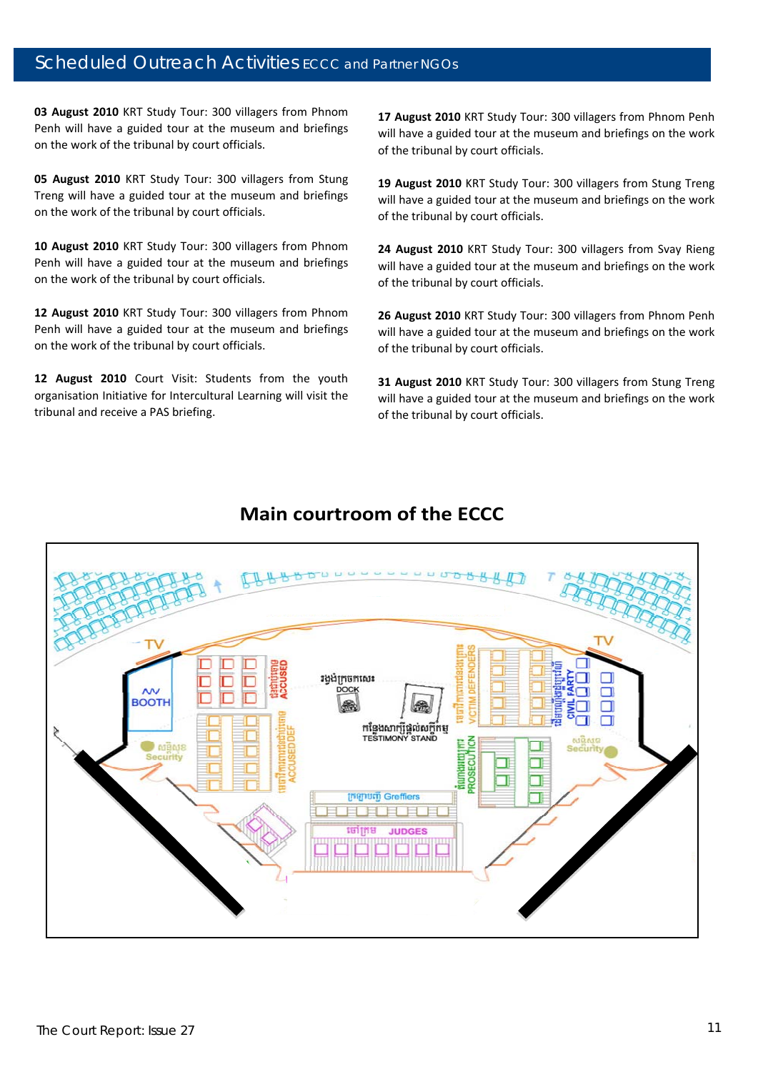## Scheduled Outreach Activities ECCC and Partner NGOs

**03 August 2010** KRT Study Tour: 300 villagers from Phnom Penh will have a guided tour at the museum and briefings on the work of the tribunal by court officials.

**05 August 2010** KRT Study Tour: 300 villagers from Stung Treng will have a guided tour at the museum and briefings on the work of the tribunal by court officials.

**10 August 2010** KRT Study Tour: 300 villagers from Phnom Penh will have a guided tour at the museum and briefings on the work of the tribunal by court officials.

**12 August 2010** KRT Study Tour: 300 villagers from Phnom Penh will have a guided tour at the museum and briefings on the work of the tribunal by court officials.

**12 August 2010** Court Visit: Students from the youth organisation Initiative for Intercultural Learning will visit the tribunal and receive a PAS briefing.

**17 August 2010** KRT Study Tour: 300 villagers from Phnom Penh will have a guided tour at the museum and briefings on the work of the tribunal by court officials.

**19 August 2010** KRT Study Tour: 300 villagers from Stung Treng will have a guided tour at the museum and briefings on the work of the tribunal by court officials.

**24 August 2010** KRT Study Tour: 300 villagers from Svay Rieng will have a guided tour at the museum and briefings on the work of the tribunal by court officials.

**26 August 2010** KRT Study Tour: 300 villagers from Phnom Penh will have a guided tour at the museum and briefings on the work of the tribunal by court officials.

**31 August 2010** KRT Study Tour: 300 villagers from Stung Treng will have a guided tour at the museum and briefings on the work of the tribunal by court officials.

## Main courtroom of the ECCC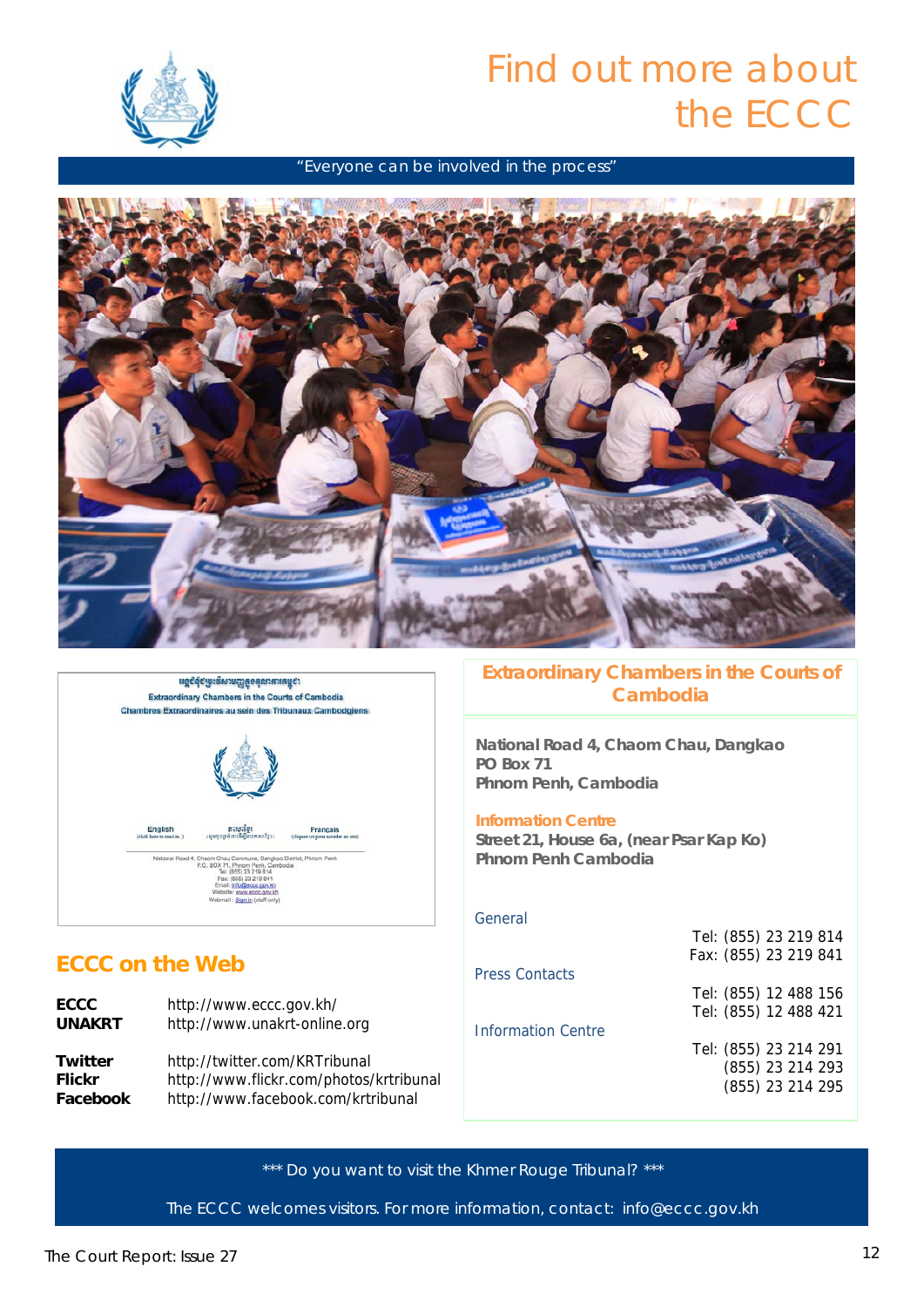# Find out more about the ECCC

"Everyone can be involved in the process"

## ECCC on the Web

| | |
|---|---|
| **ECCC** | http://www.eccc.gov.kh/ |
| **UNAKRT** | http://www.unakrt-online.org |
| **Twitter** | http://twitter.com/KRTribunal |
| **Flickr** | http://www.flickr.com/photos/krtribunal |
| **Facebook** | http://www.facebook.com/krtribunal |

## Extraordinary Chambers in the Courts of Cambodia

**National Road 4, Chaom Chau, Dangkao**
**PO Box 71**
**Phnom Penh, Cambodia**

**Information Centre**
**Street 21, House 6a, (near Psar Kap Ko)**
**Phnom Penh Cambodia**

General
Tel: (855) 23 219 814
Fax: (855) 23 219 841

Press Contacts
Tel: (855) 12 488 156
Tel: (855) 12 488 421

Information Centre
Tel: (855) 23 214 291
(855) 23 214 293
(855) 23 214 295

*** Do you want to visit the Khmer Rouge Tribunal? ***

The ECCC welcomes visitors. For more information, contact: info@eccc.gov.kh